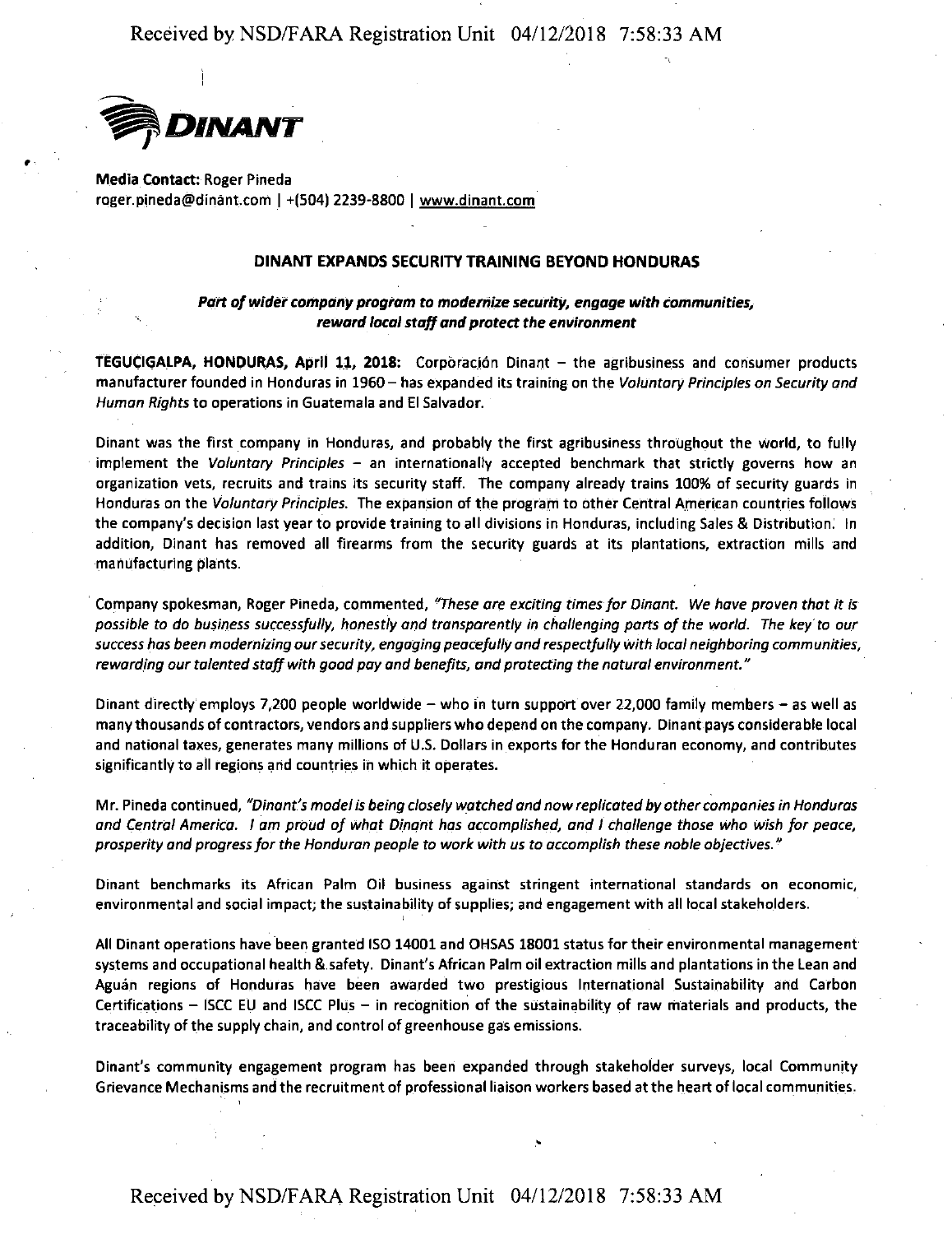DINANT

**Media Contact:** Roger Pineda
roger.pineda@dinant.com | +(504) 2239-8800 | www.dinant.com

## DINANT EXPANDS SECURITY TRAINING BEYOND HONDURAS

***Part of wider company program to modernize security, engage with communities, reward local staff and protect the environment***

**TEGUCIGALPA, HONDURAS, April 11, 2018:** Corporación Dinant – the agribusiness and consumer products manufacturer founded in Honduras in 1960 – has expanded its training on the *Voluntary Principles on Security and Human Rights* to operations in Guatemala and El Salvador.

Dinant was the first company in Honduras, and probably the first agribusiness throughout the world, to fully implement the *Voluntary Principles* – an internationally accepted benchmark that strictly governs how an organization vets, recruits and trains its security staff. The company already trains 100% of security guards in Honduras on the *Voluntary Principles*. The expansion of the program to other Central American countries follows the company's decision last year to provide training to all divisions in Honduras, including Sales & Distribution. In addition, Dinant has removed all firearms from the security guards at its plantations, extraction mills and manufacturing plants.

Company spokesman, Roger Pineda, commented, *"These are exciting times for Dinant. We have proven that it is possible to do business successfully, honestly and transparently in challenging parts of the world. The key to our success has been modernizing our security, engaging peacefully and respectfully with local neighboring communities, rewarding our talented staff with good pay and benefits, and protecting the natural environment."*

Dinant directly employs 7,200 people worldwide – who in turn support over 22,000 family members – as well as many thousands of contractors, vendors and suppliers who depend on the company. Dinant pays considerable local and national taxes, generates many millions of U.S. Dollars in exports for the Honduran economy, and contributes significantly to all regions and countries in which it operates.

Mr. Pineda continued, *"Dinant's model is being closely watched and now replicated by other companies in Honduras and Central America. I am proud of what Dinant has accomplished, and I challenge those who wish for peace, prosperity and progress for the Honduran people to work with us to accomplish these noble objectives."*

Dinant benchmarks its African Palm Oil business against stringent international standards on economic, environmental and social impact; the sustainability of supplies; and engagement with all local stakeholders.

All Dinant operations have been granted ISO 14001 and OHSAS 18001 status for their environmental management systems and occupational health & safety. Dinant's African Palm oil extraction mills and plantations in the Lean and Aguán regions of Honduras have been awarded two prestigious International Sustainability and Carbon Certifications – ISCC EU and ISCC Plus – in recognition of the sustainability of raw materials and products, the traceability of the supply chain, and control of greenhouse gas emissions.

Dinant's community engagement program has been expanded through stakeholder surveys, local Community Grievance Mechanisms and the recruitment of professional liaison workers based at the heart of local communities.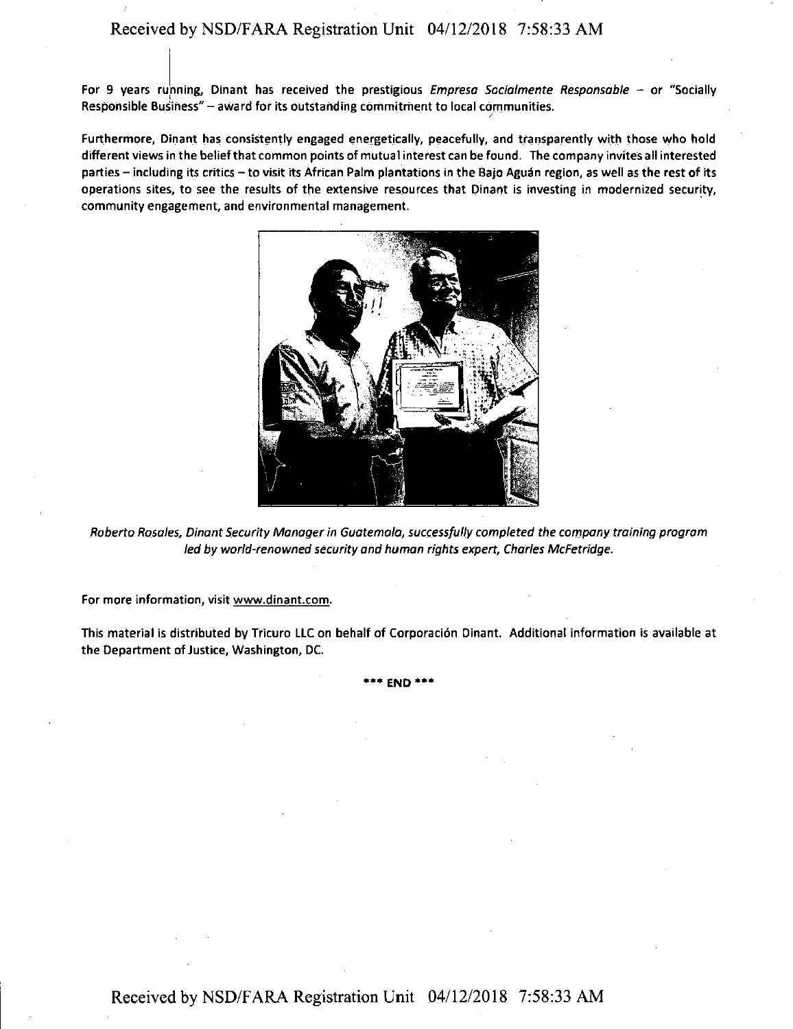For 9 years running, Dinant has received the prestigious *Empresa Socialmente Responsable* – or "Socially Responsible Business" – award for its outstanding commitment to local communities.

Furthermore, Dinant has consistently engaged energetically, peacefully, and transparently with those who hold different views in the belief that common points of mutual interest can be found. The company invites all interested parties – including its critics – to visit its African Palm plantations in the Bajo Aguán region, as well as the rest of its operations sites, to see the results of the extensive resources that Dinant is investing in modernized security, community engagement, and environmental management.

*Roberto Rosales, Dinant Security Manager in Guatemala, successfully completed the company training program led by world-renowned security and human rights expert, Charles McFetridge.*

For more information, visit www.dinant.com.

This material is distributed by Tricuro LLC on behalf of Corporación Dinant. Additional information is available at the Department of Justice, Washington, DC.

\*\*\* END \*\*\*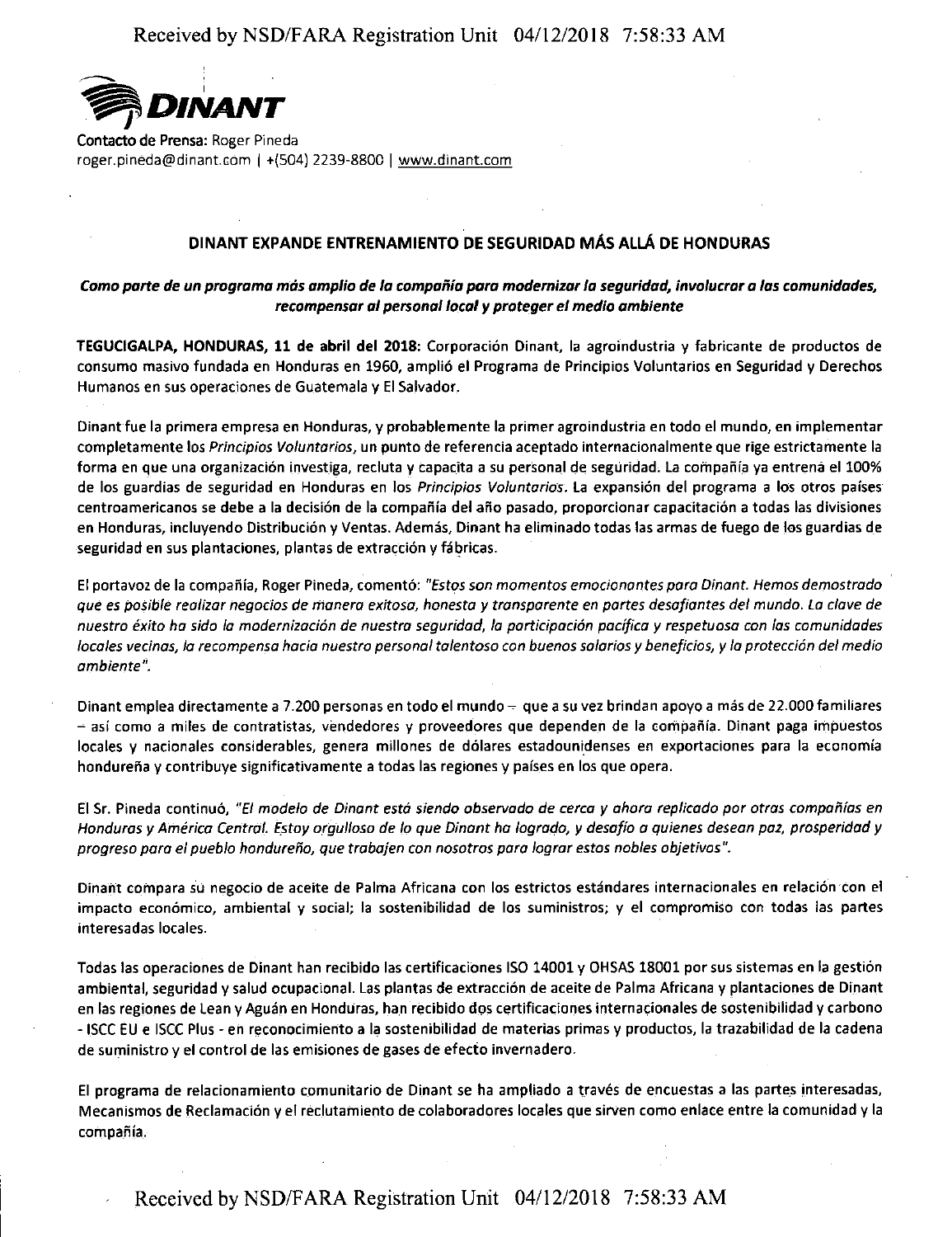**DINANT**

**Contacto de Prensa:** Roger Pineda
roger.pineda@dinant.com | +(504) 2239-8800 | www.dinant.com

## DINANT EXPANDE ENTRENAMIENTO DE SEGURIDAD MÁS ALLÁ DE HONDURAS

***Como parte de un programa más amplio de la compañía para modernizar la seguridad, involucrar a las comunidades, recompensar al personal local y proteger el medio ambiente***

**TEGUCIGALPA, HONDURAS, 11 de abril del 2018:** Corporación Dinant, la agroindustria y fabricante de productos de consumo masivo fundada en Honduras en 1960, amplió el Programa de Principios Voluntarios en Seguridad y Derechos Humanos en sus operaciones de Guatemala y El Salvador.

Dinant fue la primera empresa en Honduras, y probablemente la primer agroindustria en todo el mundo, en implementar completamente los *Principios Voluntarios*, un punto de referencia aceptado internacionalmente que rige estrictamente la forma en que una organización investiga, recluta y capacita a su personal de seguridad. La compañía ya entrena el 100% de los guardias de seguridad en Honduras en los *Principios Voluntarios*. La expansión del programa a los otros países centroamericanos se debe a la decisión de la compañía del año pasado, proporcionar capacitación a todas las divisiones en Honduras, incluyendo Distribución y Ventas. Además, Dinant ha eliminado todas las armas de fuego de los guardias de seguridad en sus plantaciones, plantas de extracción y fábricas.

El portavoz de la compañía, Roger Pineda, comentó: *"Estos son momentos emocionantes para Dinant. Hemos demostrado que es posible realizar negocios de manera exitosa, honesta y transparente en partes desafiantes del mundo. La clave de nuestro éxito ha sido la modernización de nuestra seguridad, la participación pacífica y respetuosa con las comunidades locales vecinas, la recompensa hacia nuestro personal talentoso con buenos salarios y beneficios, y la protección del medio ambiente".*

Dinant emplea directamente a 7.200 personas en todo el mundo – que a su vez brindan apoyo a más de 22.000 familiares – así como a miles de contratistas, vendedores y proveedores que dependen de la compañía. Dinant paga impuestos locales y nacionales considerables, genera millones de dólares estadounidenses en exportaciones para la economía hondureña y contribuye significativamente a todas las regiones y países en los que opera.

El Sr. Pineda continuó, *"El modelo de Dinant está siendo observado de cerca y ahora replicado por otras compañías en Honduras y América Central. Estoy orgulloso de lo que Dinant ha logrado, y desafío a quienes desean paz, prosperidad y progreso para el pueblo hondureño, que trabajen con nosotros para lograr estos nobles objetivos".*

Dinant compara su negocio de aceite de Palma Africana con los estrictos estándares internacionales en relación con el impacto económico, ambiental y social; la sostenibilidad de los suministros; y el compromiso con todas las partes interesadas locales.

Todas las operaciones de Dinant han recibido las certificaciones ISO 14001 y OHSAS 18001 por sus sistemas en la gestión ambiental, seguridad y salud ocupacional. Las plantas de extracción de aceite de Palma Africana y plantaciones de Dinant en las regiones de Lean y Aguán en Honduras, han recibido dos certificaciones internacionales de sostenibilidad y carbono - ISCC EU e ISCC Plus - en reconocimiento a la sostenibilidad de materias primas y productos, la trazabilidad de la cadena de suministro y el control de las emisiones de gases de efecto invernadero.

El programa de relacionamiento comunitario de Dinant se ha ampliado a través de encuestas a las partes interesadas, Mecanismos de Reclamación y el reclutamiento de colaboradores locales que sirven como enlace entre la comunidad y la compañía.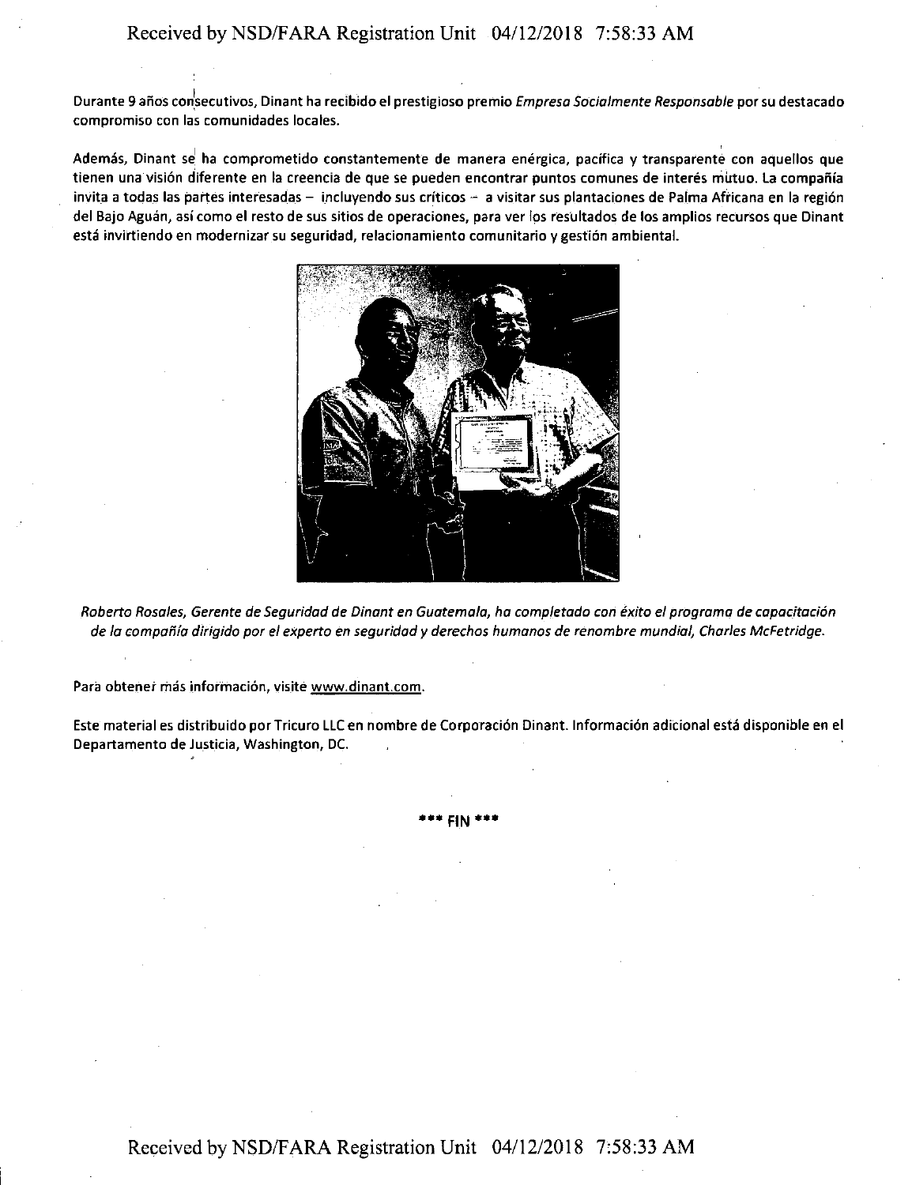Durante 9 años consecutivos, Dinant ha recibido el prestigioso premio *Empresa Socialmente Responsable* por su destacado compromiso con las comunidades locales.

Además, Dinant se ha comprometido constantemente de manera enérgica, pacífica y transparente con aquellos que tienen una visión diferente en la creencia de que se pueden encontrar puntos comunes de interés mutuo. La compañía invita a todas las partes interesadas – incluyendo sus críticos – a visitar sus plantaciones de Palma Africana en la región del Bajo Aguán, así como el resto de sus sitios de operaciones, para ver los resultados de los amplios recursos que Dinant está invirtiendo en modernizar su seguridad, relacionamiento comunitario y gestión ambiental.

*Roberto Rosales, Gerente de Seguridad de Dinant en Guatemala, ha completado con éxito el programa de capacitación de la compañía dirigido por el experto en seguridad y derechos humanos de renombre mundial, Charles McFetridge.*

Para obtener más información, visite www.dinant.com.

Este material es distribuido por Tricuro LLC en nombre de Corporación Dinant. Información adicional está disponible en el Departamento de Justicia, Washington, DC.

*** FIN ***